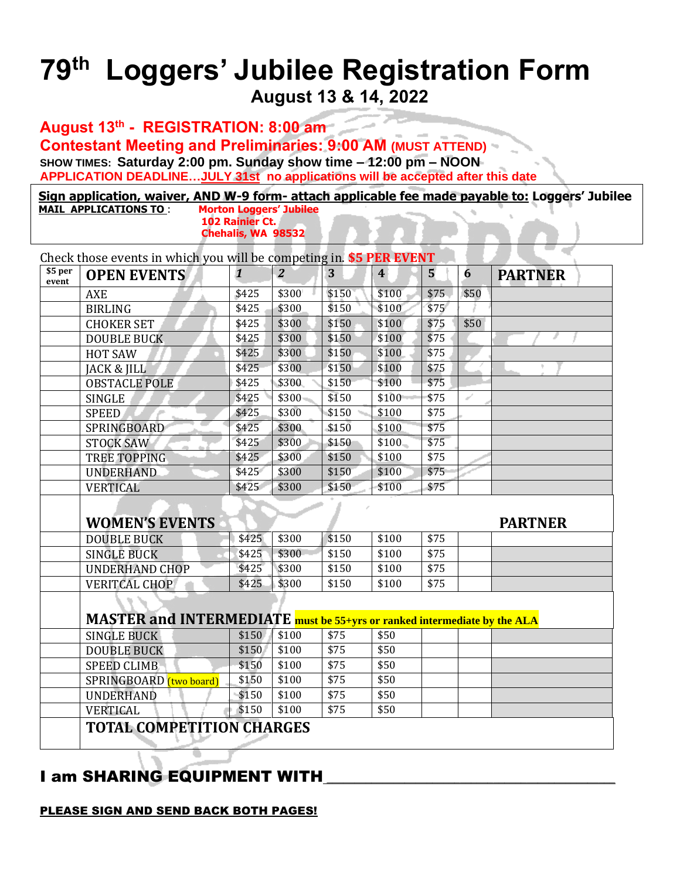# 79th Loggers' Jubilee Registration Form

## August 13 & 14, 2022

**August 13th - REGISTRATION: 8:00 am**

**Contestant Meeting and Preliminaries: 9:00 AM (MUST ATTEND)**

**SHOW TIMES: Saturday 2:00 pm. Sunday show time – 12:00 pm – NOON**

**APPLICATION DEADLINE…JULY 31st no applications will be accepted after this date**

**Sign application, waiver, AND W-9 form- attach applicable fee made payable to: Loggers' Jubilee**

**MAIL APPLICATIONS TO :** **Morton Loggers' Jubilee**
**102 Rainier Ct.**
**Chehalis, WA 98532**

Check those events in which you will be competing in. **$5 PER EVENT**

| $5 per event | OPEN EVENTS | 1 | 2 | 3 | 4 | 5 | 6 | PARTNER |
|---|---|---|---|---|---|---|---|---|
| | AXE | $425 | $300 | $150 | $100 | $75 | $50 | |
| | BIRLING | $425 | $300 | $150 | $100 | $75 | | |
| | CHOKER SET | $425 | $300 | $150 | $100 | $75 | $50 | |
| | DOUBLE BUCK | $425 | $300 | $150 | $100 | $75 | | |
| | HOT SAW | $425 | $300 | $150 | $100 | $75 | | |
| | JACK & JILL | $425 | $300 | $150 | $100 | $75 | | |
| | OBSTACLE POLE | $425 | $300 | $150 | $100 | $75 | | |
| | SINGLE | $425 | $300 | $150 | $100 | $75 | | |
| | SPEED | $425 | $300 | $150 | $100 | $75 | | |
| | SPRINGBOARD | $425 | $300 | $150 | $100 | $75 | | |
| | STOCK SAW | $425 | $300 | $150 | $100 | $75 | | |
| | TREE TOPPING | $425 | $300 | $150 | $100 | $75 | | |
| | UNDERHAND | $425 | $300 | $150 | $100 | $75 | | |
| | VERTICAL | $425 | $300 | $150 | $100 | $75 | | |
| | **WOMEN'S EVENTS** | | | | | | | **PARTNER** |
| | DOUBLE BUCK | $425 | $300 | $150 | $100 | $75 | | |
| | SINGLE BUCK | $425 | $300 | $150 | $100 | $75 | | |
| | UNDERHAND CHOP | $425 | $300 | $150 | $100 | $75 | | |
| | VERITCAL CHOP | $425 | $300 | $150 | $100 | $75 | | |
| | **MASTER and INTERMEDIATE** must be 55+yrs or ranked intermediate by the ALA | | | | | | | |
| | SINGLE BUCK | $150 | $100 | $75 | $50 | | | |
| | DOUBLE BUCK | $150 | $100 | $75 | $50 | | | |
| | SPEED CLIMB | $150 | $100 | $75 | $50 | | | |
| | SPRINGBOARD (two board) | $150 | $100 | $75 | $50 | | | |
| | UNDERHAND | $150 | $100 | $75 | $50 | | | |
| | VERTICAL | $150 | $100 | $75 | $50 | | | |
| | **TOTAL COMPETITION CHARGES** | | | | | | | |

## I am SHARING EQUIPMENT WITH________________________________

**PLEASE SIGN AND SEND BACK BOTH PAGES!**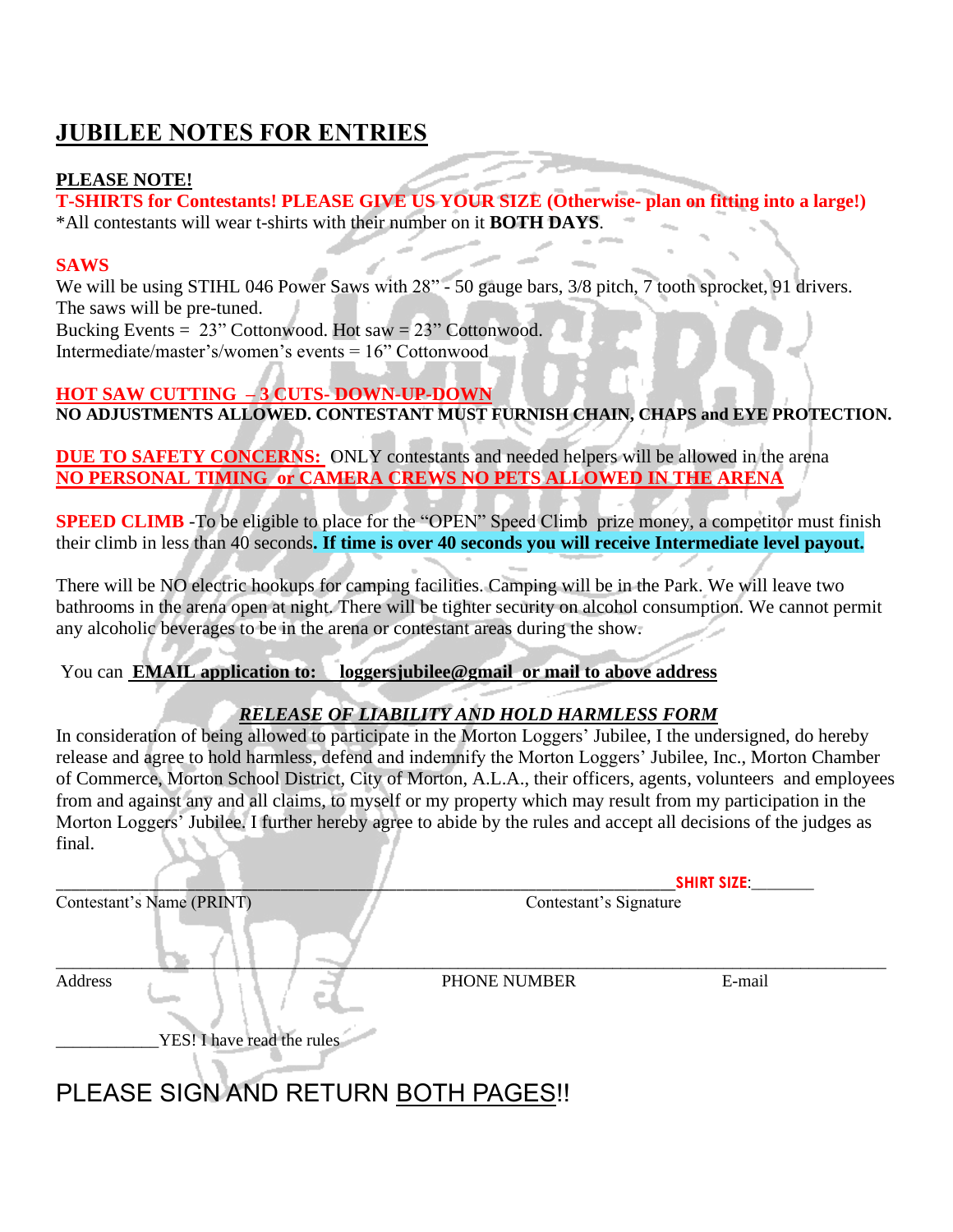# JUBILEE NOTES FOR ENTRIES

**PLEASE NOTE!**

**T-SHIRTS for Contestants! PLEASE GIVE US YOUR SIZE (Otherwise- plan on fitting into a large!)**
*All contestants will wear t-shirts with their number on it **BOTH DAYS**.

**SAWS**

We will be using STIHL 046 Power Saws with 28" - 50 gauge bars, 3/8 pitch, 7 tooth sprocket, 91 drivers. The saws will be pre-tuned.
Bucking Events = 23" Cottonwood. Hot saw = 23" Cottonwood.
Intermediate/master's/women's events = 16" Cottonwood

**HOT SAW CUTTING – 3 CUTS- DOWN-UP-DOWN**
**NO ADJUSTMENTS ALLOWED. CONTESTANT MUST FURNISH CHAIN, CHAPS and EYE PROTECTION.**

**DUE TO SAFETY CONCERNS:** ONLY contestants and needed helpers will be allowed in the arena
**NO PERSONAL TIMING or CAMERA CREWS NO PETS ALLOWED IN THE ARENA**

**SPEED CLIMB** -To be eligible to place for the "OPEN" Speed Climb prize money, a competitor must finish their climb in less than 40 seconds**. If time is over 40 seconds you will receive Intermediate level payout.**

There will be NO electric hookups for camping facilities. Camping will be in the Park. We will leave two bathrooms in the arena open at night. There will be tighter security on alcohol consumption. We cannot permit any alcoholic beverages to be in the arena or contestant areas during the show.

You can **EMAIL application to: loggersjubilee@gmail or mail to above address**

***RELEASE OF LIABILITY AND HOLD HARMLESS FORM***

In consideration of being allowed to participate in the Morton Loggers' Jubilee, I the undersigned, do hereby release and agree to hold harmless, defend and indemnify the Morton Loggers' Jubilee, Inc., Morton Chamber of Commerce, Morton School District, City of Morton, A.L.A., their officers, agents, volunteers and employees from and against any and all claims, to myself or my property which may result from my participation in the Morton Loggers' Jubilee. I further hereby agree to abide by the rules and accept all decisions of the judges as final.

_______________________________________________ **SHIRT SIZE**:_______
Contestant's Name (PRINT) Contestant's Signature

_______________________________________________________________
Address PHONE NUMBER E-mail

____________YES! I have read the rules

PLEASE SIGN AND RETURN BOTH PAGES!!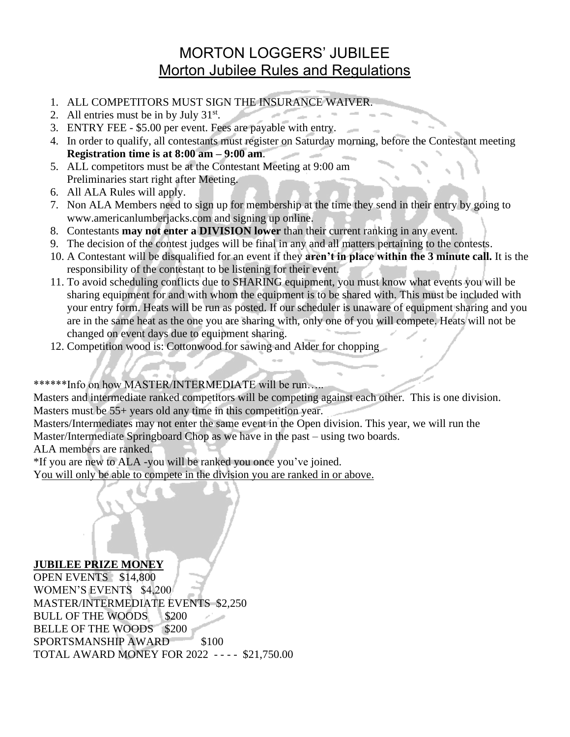# MORTON LOGGERS' JUBILEE

## Morton Jubilee Rules and Regulations

1. ALL COMPETITORS MUST SIGN THE INSURANCE WAIVER.
2. All entries must be in by July 31st.
3. ENTRY FEE - $5.00 per event. Fees are payable with entry.
4. In order to qualify, all contestants must register on Saturday morning, before the Contestant meeting **Registration time is at 8:00 am – 9:00 am**.
5. ALL competitors must be at the Contestant Meeting at 9:00 am
   Preliminaries start right after Meeting.
6. All ALA Rules will apply.
7. Non ALA Members need to sign up for membership at the time they send in their entry by going to www.americanlumberjacks.com and signing up online.
8. Contestants **may not enter a DIVISION lower** than their current ranking in any event.
9. The decision of the contest judges will be final in any and all matters pertaining to the contests.
10. A Contestant will be disqualified for an event if they **aren't in place within the 3 minute call.** It is the responsibility of the contestant to be listening for their event.
11. To avoid scheduling conflicts due to SHARING equipment, you must know what events you will be sharing equipment for and with whom the equipment is to be shared with. This must be included with your entry form. Heats will be run as posted. If our scheduler is unaware of equipment sharing and you are in the same heat as the one you are sharing with, only one of you will compete. Heats will not be changed on event days due to equipment sharing.
12. Competition wood is: Cottonwood for sawing and Alder for chopping

******Info on how MASTER/INTERMEDIATE will be run…..

Masters and intermediate ranked competitors will be competing against each other. This is one division.

Masters must be 55+ years old any time in this competition year.

Masters/Intermediates may not enter the same event in the Open division. This year, we will run the Master/Intermediate Springboard Chop as we have in the past – using two boards.

ALA members are ranked.

*If you are new to ALA -you will be ranked you once you've joined.

You will only be able to compete in the division you are ranked in or above.

**JUBILEE PRIZE MONEY**

OPEN EVENTS $14,800

WOMEN'S EVENTS $4,200

MASTER/INTERMEDIATE EVENTS $2,250

BULL OF THE WOODS $200

BELLE OF THE WOODS $200

SPORTSMANSHIP AWARD $100

TOTAL AWARD MONEY FOR 2022 - - - - $21,750.00